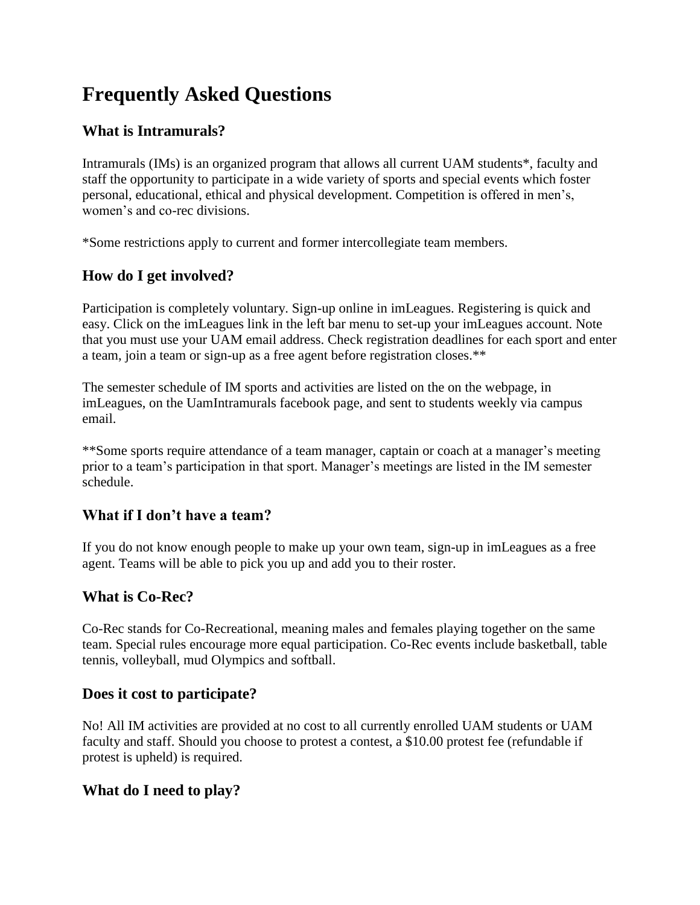# Frequently Asked Questions

## What is Intramurals?

Intramurals (IMs) is an organized program that allows all current UAM students*, faculty and staff the opportunity to participate in a wide variety of sports and special events which foster personal, educational, ethical and physical development. Competition is offered in men's, women's and co-rec divisions.

*Some restrictions apply to current and former intercollegiate team members.

## How do I get involved?

Participation is completely voluntary. Sign-up online in imLeagues. Registering is quick and easy. Click on the imLeagues link in the left bar menu to set-up your imLeagues account. Note that you must use your UAM email address. Check registration deadlines for each sport and enter a team, join a team or sign-up as a free agent before registration closes.**

The semester schedule of IM sports and activities are listed on the on the webpage, in imLeagues, on the UamIntramurals facebook page, and sent to students weekly via campus email.

**Some sports require attendance of a team manager, captain or coach at a manager's meeting prior to a team's participation in that sport. Manager's meetings are listed in the IM semester schedule.

## What if I don't have a team?

If you do not know enough people to make up your own team, sign-up in imLeagues as a free agent. Teams will be able to pick you up and add you to their roster.

## What is Co-Rec?

Co-Rec stands for Co-Recreational, meaning males and females playing together on the same team. Special rules encourage more equal participation. Co-Rec events include basketball, table tennis, volleyball, mud Olympics and softball.

## Does it cost to participate?

No! All IM activities are provided at no cost to all currently enrolled UAM students or UAM faculty and staff. Should you choose to protest a contest, a $10.00 protest fee (refundable if protest is upheld) is required.

## What do I need to play?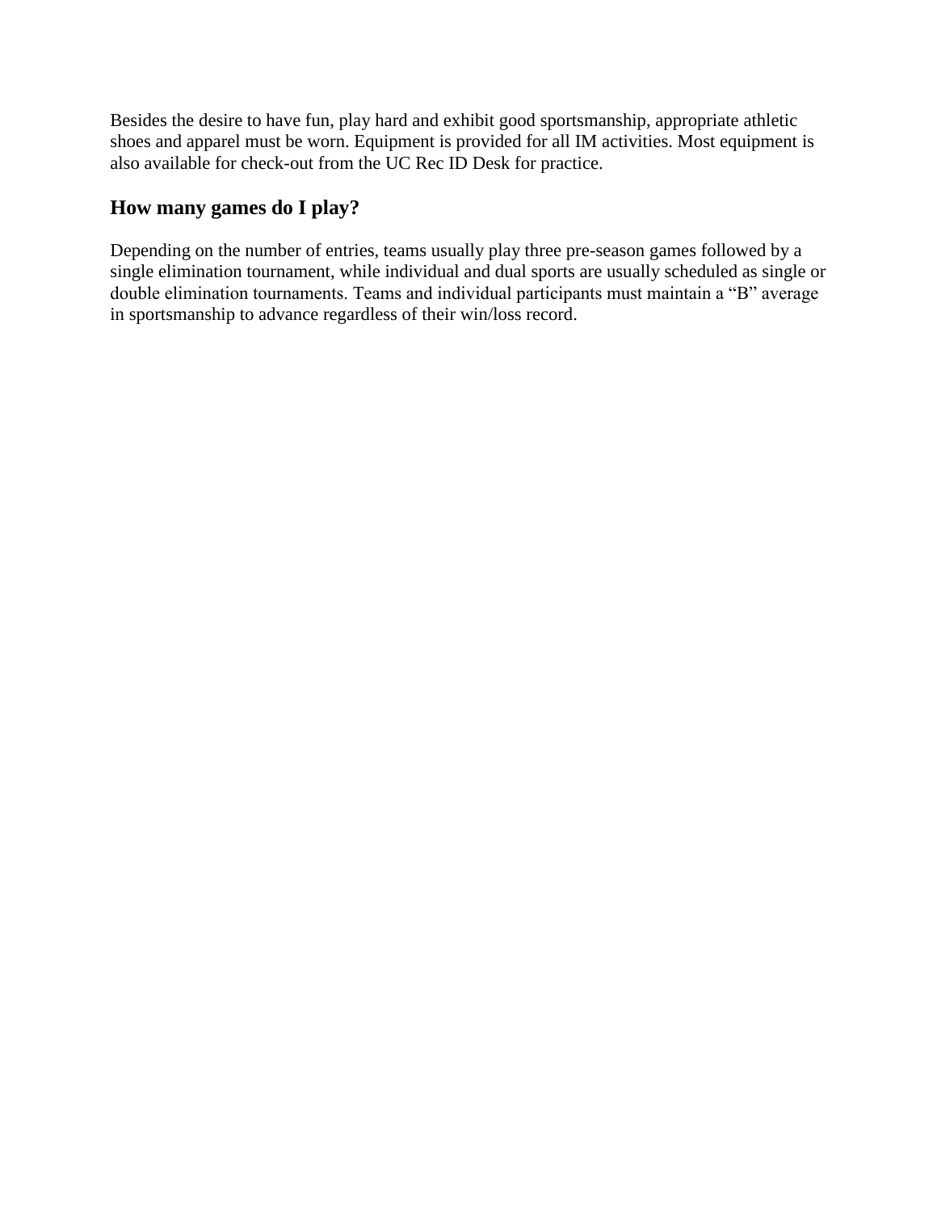Besides the desire to have fun, play hard and exhibit good sportsmanship, appropriate athletic shoes and apparel must be worn. Equipment is provided for all IM activities. Most equipment is also available for check-out from the UC Rec ID Desk for practice.

## How many games do I play?

Depending on the number of entries, teams usually play three pre-season games followed by a single elimination tournament, while individual and dual sports are usually scheduled as single or double elimination tournaments. Teams and individual participants must maintain a "B" average in sportsmanship to advance regardless of their win/loss record.